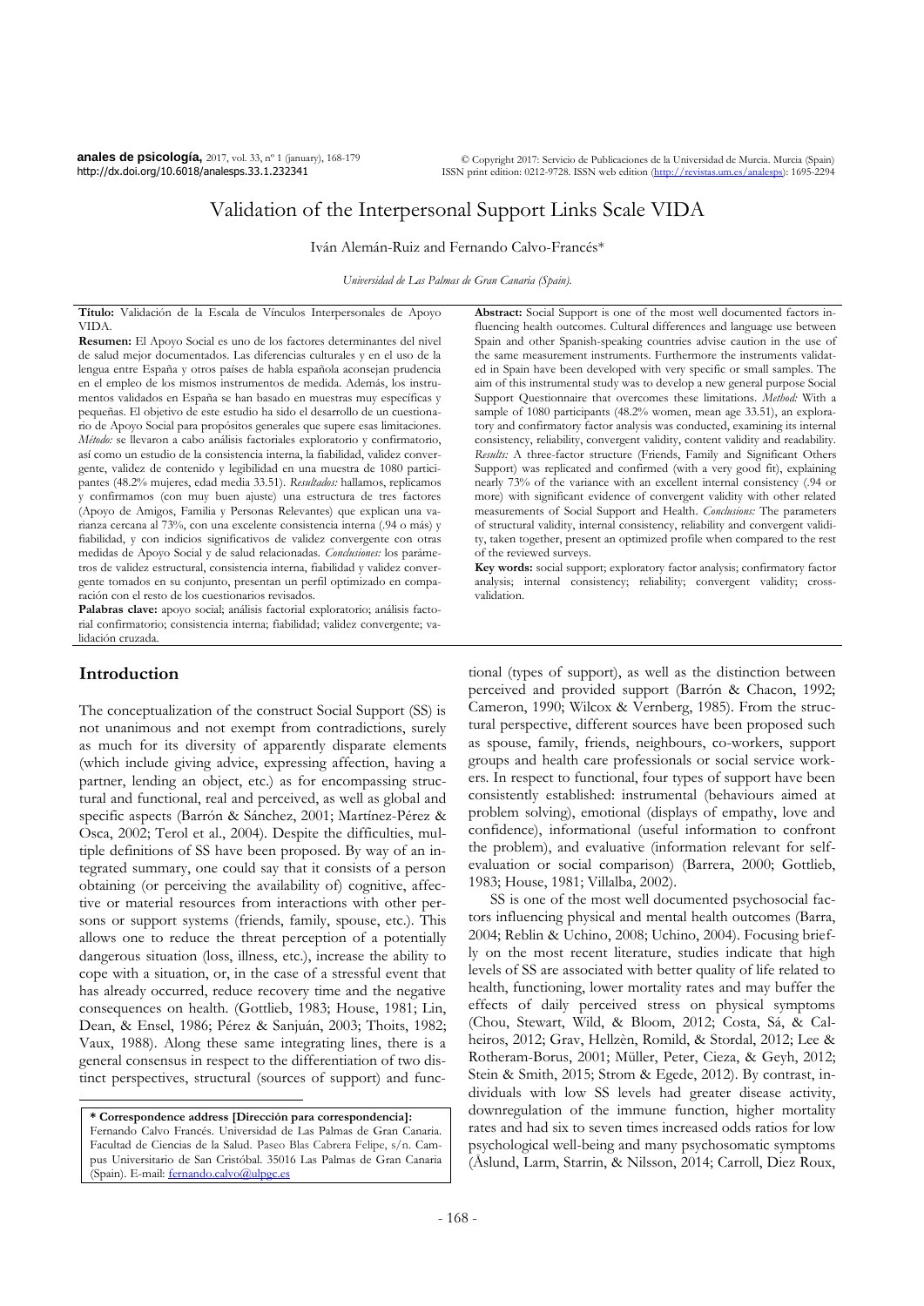# Validation of the Interpersonal Support Links Scale VIDA

Iván Alemán-Ruiz and Fernando Calvo-Francés*

*Universidad de Las Palmas de Gran Canaria (Spain).*

**Título:** Validación de la Escala de Vínculos Interpersonales de Apoyo VIDA.

**Resumen:** El Apoyo Social es uno de los factores determinantes del nivel de salud mejor documentados. Las diferencias culturales y en el uso de la lengua entre España y otros países de habla española aconsejan prudencia en el empleo de los mismos instrumentos de medida. Además, los instrumentos validados en España se han basado en muestras muy específicas y pequeñas. El objetivo de este estudio ha sido el desarrollo de un cuestionario de Apoyo Social para propósitos generales que supere esas limitaciones. *Método:* se llevaron a cabo análisis factoriales exploratorio y confirmatorio, así como un estudio de la consistencia interna, la fiabilidad, validez convergente, validez de contenido y legibilidad en una muestra de 1080 participantes (48.2% mujeres, edad media 33.51). *Resultados:* hallamos, replicamos y confirmamos (con muy buen ajuste) una estructura de tres factores (Apoyo de Amigos, Familia y Personas Relevantes) que explican una varianza cercana al 73%, con una excelente consistencia interna (.94 o más) y fiabilidad, y con indicios significativos de validez convergente con otras medidas de Apoyo Social y de salud relacionadas. *Conclusiones:* los parámetros de validez estructural, consistencia interna, fiabilidad y validez convergente tomados en su conjunto, presentan un perfil optimizado en comparación con el resto de los cuestionarios revisados.

**Palabras clave:** apoyo social; análisis factorial exploratorio; análisis factorial confirmatorio; consistencia interna; fiabilidad; validez convergente; validación cruzada.

**Abstract:** Social Support is one of the most well documented factors influencing health outcomes. Cultural differences and language use between Spain and other Spanish-speaking countries advise caution in the use of the same measurement instruments. Furthermore the instruments validated in Spain have been developed with very specific or small samples. The aim of this instrumental study was to develop a new general purpose Social Support Questionnaire that overcomes these limitations. *Method:* With a sample of 1080 participants (48.2% women, mean age 33.51), an exploratory and confirmatory factor analysis was conducted, examining its internal consistency, reliability, convergent validity, content validity and readability. *Results:* A three-factor structure (Friends, Family and Significant Others Support) was replicated and confirmed (with a very good fit), explaining nearly 73% of the variance with an excellent internal consistency (.94 or more) with significant evidence of convergent validity with other related measurements of Social Support and Health. *Conclusions:* The parameters of structural validity, internal consistency, reliability and convergent validity, taken together, present an optimized profile when compared to the rest of the reviewed surveys.

**Key words:** social support; exploratory factor analysis; confirmatory factor analysis; internal consistency; reliability; convergent validity; cross-validation.

## Introduction

The conceptualization of the construct Social Support (SS) is not unanimous and not exempt from contradictions, surely as much for its diversity of apparently disparate elements (which include giving advice, expressing affection, having a partner, lending an object, etc.) as for encompassing structural and functional, real and perceived, as well as global and specific aspects (Barrón & Sánchez, 2001; Martínez-Pérez & Osca, 2002; Terol et al., 2004). Despite the difficulties, multiple definitions of SS have been proposed. By way of an integrated summary, one could say that it consists of a person obtaining (or perceiving the availability of) cognitive, affective or material resources from interactions with other persons or support systems (friends, family, spouse, etc.). This allows one to reduce the threat perception of a potentially dangerous situation (loss, illness, etc.), increase the ability to cope with a situation, or, in the case of a stressful event that has already occurred, reduce recovery time and the negative consequences on health. (Gottlieb, 1983; House, 1981; Lin, Dean, & Ensel, 1986; Pérez & Sanjuán, 2003; Thoits, 1982; Vaux, 1988). Along these same integrating lines, there is a general consensus in respect to the differentiation of two distinct perspectives, structural (sources of support) and functional (types of support), as well as the distinction between perceived and provided support (Barrón & Chacon, 1992; Cameron, 1990; Wilcox & Vernberg, 1985). From the structural perspective, different sources have been proposed such as spouse, family, friends, neighbours, co-workers, support groups and health care professionals or social service workers. In respect to functional, four types of support have been consistently established: instrumental (behaviours aimed at problem solving), emotional (displays of empathy, love and confidence), informational (useful information to confront the problem), and evaluative (information relevant for self-evaluation or social comparison) (Barrera, 2000; Gottlieb, 1983; House, 1981; Villalba, 2002).

SS is one of the most well documented psychosocial factors influencing physical and mental health outcomes (Barra, 2004; Reblin & Uchino, 2008; Uchino, 2004). Focusing briefly on the most recent literature, studies indicate that high levels of SS are associated with better quality of life related to health, functioning, lower mortality rates and may buffer the effects of daily perceived stress on physical symptoms (Chou, Stewart, Wild, & Bloom, 2012; Costa, Sá, & Calheiros, 2012; Grav, Hellzèn, Romild, & Stordal, 2012; Lee & Rotheram-Borus, 2001; Müller, Peter, Cieza, & Geyh, 2012; Stein & Smith, 2015; Strom & Egede, 2012). By contrast, individuals with low SS levels had greater disease activity, downregulation of the immune function, higher mortality rates and had six to seven times increased odds ratios for low psychological well-being and many psychosomatic symptoms (Åslund, Larm, Starrin, & Nilsson, 2014; Carroll, Diez Roux,

---

**\* Correspondence address [Dirección para correspondencia]:**
Fernando Calvo Francés. Universidad de Las Palmas de Gran Canaria. Facultad de Ciencias de la Salud. Paseo Blas Cabrera Felipe, s/n. Campus Universitario de San Cristóbal. 35016 Las Palmas de Gran Canaria (Spain). E-mail: fernando.calvo@ulpgc.es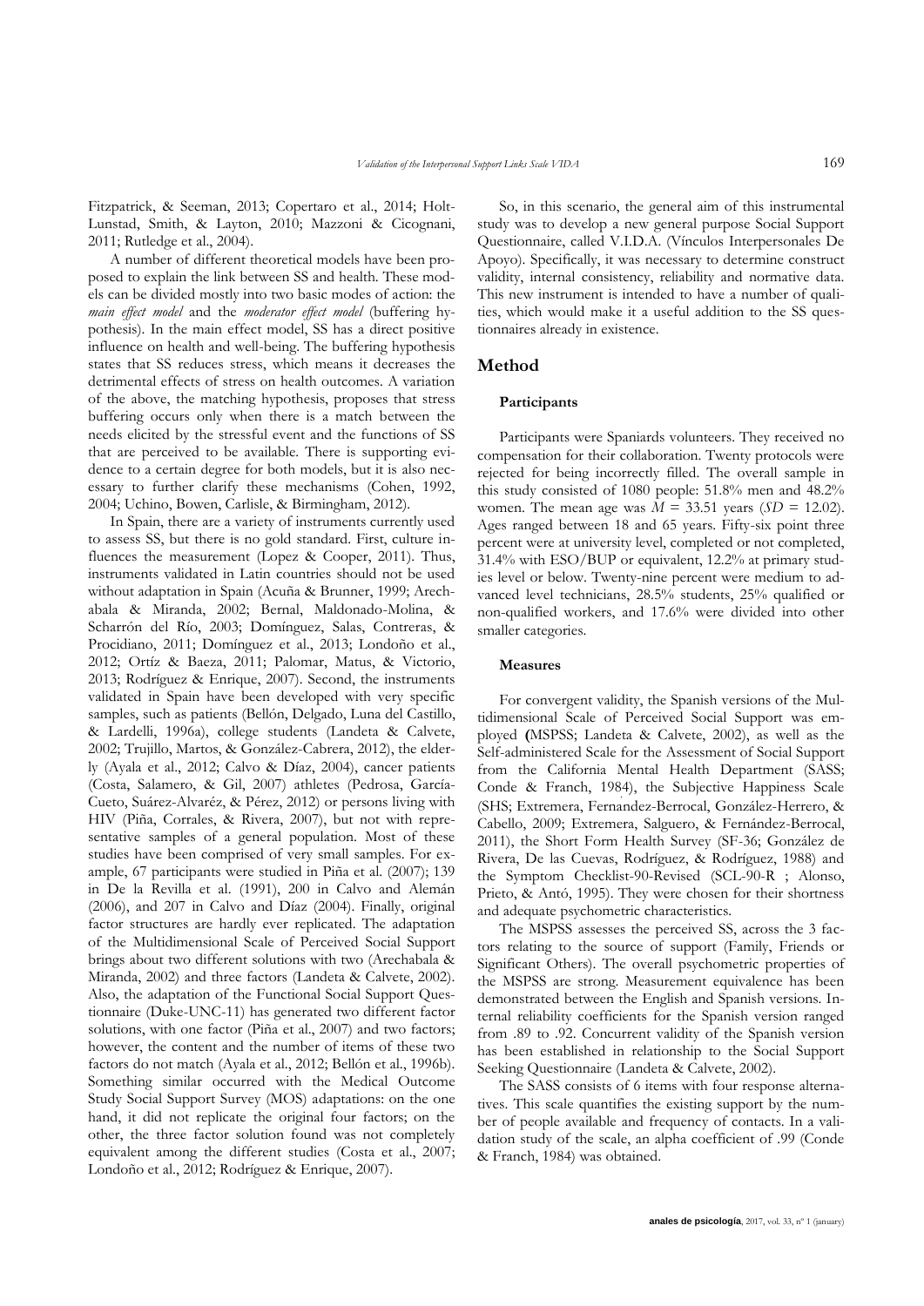Fitzpatrick, & Seeman, 2013; Copertaro et al., 2014; Holt-Lunstad, Smith, & Layton, 2010; Mazzoni & Cicognani, 2011; Rutledge et al., 2004).

A number of different theoretical models have been proposed to explain the link between SS and health. These models can be divided mostly into two basic modes of action: the *main effect model* and the *moderator effect model* (buffering hypothesis). In the main effect model, SS has a direct positive influence on health and well-being. The buffering hypothesis states that SS reduces stress, which means it decreases the detrimental effects of stress on health outcomes. A variation of the above, the matching hypothesis, proposes that stress buffering occurs only when there is a match between the needs elicited by the stressful event and the functions of SS that are perceived to be available. There is supporting evidence to a certain degree for both models, but it is also necessary to further clarify these mechanisms (Cohen, 1992, 2004; Uchino, Bowen, Carlisle, & Birmingham, 2012).

In Spain, there are a variety of instruments currently used to assess SS, but there is no gold standard. First, culture influences the measurement (Lopez & Cooper, 2011). Thus, instruments validated in Latin countries should not be used without adaptation in Spain (Acuña & Brunner, 1999; Arechabala & Miranda, 2002; Bernal, Maldonado-Molina, & Scharrón del Río, 2003; Domínguez, Salas, Contreras, & Procidiano, 2011; Domínguez et al., 2013; Londoño et al., 2012; Ortíz & Baeza, 2011; Palomar, Matus, & Victorio, 2013; Rodríguez & Enrique, 2007). Second, the instruments validated in Spain have been developed with very specific samples, such as patients (Bellón, Delgado, Luna del Castillo, & Lardelli, 1996a), college students (Landeta & Calvete, 2002; Trujillo, Martos, & González-Cabrera, 2012), the elderly (Ayala et al., 2012; Calvo & Díaz, 2004), cancer patients (Costa, Salamero, & Gil, 2007) athletes (Pedrosa, García-Cueto, Suárez-Alvaréz, & Pérez, 2012) or persons living with HIV (Piña, Corrales, & Rivera, 2007), but not with representative samples of a general population. Most of these studies have been comprised of very small samples. For example, 67 participants were studied in Piña et al. (2007); 139 in De la Revilla et al. (1991), 200 in Calvo and Alemán (2006), and 207 in Calvo and Díaz (2004). Finally, original factor structures are hardly ever replicated. The adaptation of the Multidimensional Scale of Perceived Social Support brings about two different solutions with two (Arechabala & Miranda, 2002) and three factors (Landeta & Calvete, 2002). Also, the adaptation of the Functional Social Support Questionnaire (Duke-UNC-11) has generated two different factor solutions, with one factor (Piña et al., 2007) and two factors; however, the content and the number of items of these two factors do not match (Ayala et al., 2012; Bellón et al., 1996b). Something similar occurred with the Medical Outcome Study Social Support Survey (MOS) adaptations: on the one hand, it did not replicate the original four factors; on the other, the three factor solution found was not completely equivalent among the different studies (Costa et al., 2007; Londoño et al., 2012; Rodríguez & Enrique, 2007).

So, in this scenario, the general aim of this instrumental study was to develop a new general purpose Social Support Questionnaire, called V.I.D.A. (Vínculos Interpersonales De Apoyo). Specifically, it was necessary to determine construct validity, internal consistency, reliability and normative data. This new instrument is intended to have a number of qualities, which would make it a useful addition to the SS questionnaires already in existence.

## Method

### Participants

Participants were Spaniards volunteers. They received no compensation for their collaboration. Twenty protocols were rejected for being incorrectly filled. The overall sample in this study consisted of 1080 people: 51.8% men and 48.2% women. The mean age was $M$ = 33.51 years ($SD$ = 12.02). Ages ranged between 18 and 65 years. Fifty-six point three percent were at university level, completed or not completed, 31.4% with ESO/BUP or equivalent, 12.2% at primary studies level or below. Twenty-nine percent were medium to advanced level technicians, 28.5% students, 25% qualified or non-qualified workers, and 17.6% were divided into other smaller categories.

### Measures

For convergent validity, the Spanish versions of the Multidimensional Scale of Perceived Social Support was employed (MSPSS; Landeta & Calvete, 2002), as well as the Self-administered Scale for the Assessment of Social Support from the California Mental Health Department (SASS; Conde & Franch, 1984), the Subjective Happiness Scale (SHS; Extremera, Fernandez-Berrocal, González-Herrero, & Cabello, 2009; Extremera, Salguero, & Fernández-Berrocal, 2011), the Short Form Health Survey (SF-36; González de Rivera, De las Cuevas, Rodríguez, & Rodríguez, 1988) and the Symptom Checklist-90-Revised (SCL-90-R ; Alonso, Prieto, & Antó, 1995). They were chosen for their shortness and adequate psychometric characteristics.

The MSPSS assesses the perceived SS, across the 3 factors relating to the source of support (Family, Friends or Significant Others). The overall psychometric properties of the MSPSS are strong. Measurement equivalence has been demonstrated between the English and Spanish versions. Internal reliability coefficients for the Spanish version ranged from .89 to .92. Concurrent validity of the Spanish version has been established in relationship to the Social Support Seeking Questionnaire (Landeta & Calvete, 2002).

The SASS consists of 6 items with four response alternatives. This scale quantifies the existing support by the number of people available and frequency of contacts. In a validation study of the scale, an alpha coefficient of .99 (Conde & Franch, 1984) was obtained.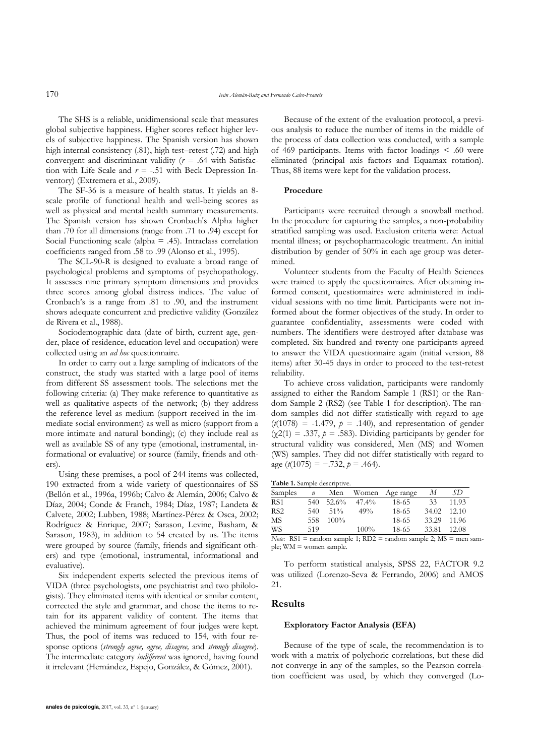The SHS is a reliable, unidimensional scale that measures global subjective happiness. Higher scores reflect higher levels of subjective happiness. The Spanish version has shown high internal consistency (.81), high test–retest (.72) and high convergent and discriminant validity ($r$ = .64 with Satisfaction with Life Scale and $r$ = -.51 with Beck Depression Inventory) (Extremera et al., 2009).

The SF-36 is a measure of health status. It yields an 8-scale profile of functional health and well-being scores as well as physical and mental health summary measurements. The Spanish version has shown Cronbach's Alpha higher than .70 for all dimensions (range from .71 to .94) except for Social Functioning scale (alpha = .45). Intraclass correlation coefficients ranged from .58 to .99 (Alonso et al., 1995).

The SCL-90-R is designed to evaluate a broad range of psychological problems and symptoms of psychopathology. It assesses nine primary symptom dimensions and provides three scores among global distress indices. The value of Cronbach's is a range from .81 to .90, and the instrument shows adequate concurrent and predictive validity (González de Rivera et al., 1988).

Sociodemographic data (date of birth, current age, gender, place of residence, education level and occupation) were collected using an *ad hoc* questionnaire.

In order to carry out a large sampling of indicators of the construct, the study was started with a large pool of items from different SS assessment tools. The selections met the following criteria: (a) They make reference to quantitative as well as qualitative aspects of the network; (b) they address the reference level as medium (support received in the immediate social environment) as well as micro (support from a more intimate and natural bonding); (c) they include real as well as available SS of any type (emotional, instrumental, informational or evaluative) or source (family, friends and others).

Using these premises, a pool of 244 items was collected, 190 extracted from a wide variety of questionnaires of SS (Bellón et al., 1996a, 1996b; Calvo & Alemán, 2006; Calvo & Díaz, 2004; Conde & Franch, 1984; Díaz, 1987; Landeta & Calvete, 2002; Lubben, 1988; Martínez-Pérez & Osca, 2002; Rodríguez & Enrique, 2007; Sarason, Levine, Basham, & Sarason, 1983), in addition to 54 created by us. The items were grouped by source (family, friends and significant others) and type (emotional, instrumental, informational and evaluative).

Six independent experts selected the previous items of VIDA (three psychologists, one psychiatrist and two philologists). They eliminated items with identical or similar content, corrected the style and grammar, and chose the items to retain for its apparent validity of content. The items that achieved the minimum agreement of four judges were kept. Thus, the pool of items was reduced to 154, with four response options (*strongly agree, agree, disagree,* and *strongly disagree*). The intermediate category *indifferent* was ignored, having found it irrelevant (Hernández, Espejo, González, & Gómez, 2001).

Because of the extent of the evaluation protocol, a previous analysis to reduce the number of items in the middle of the process of data collection was conducted, with a sample of 469 participants. Items with factor loadings < .60 were eliminated (principal axis factors and Equamax rotation). Thus, 88 items were kept for the validation process.

#### Procedure

Participants were recruited through a snowball method. In the procedure for capturing the samples, a non-probability stratified sampling was used. Exclusion criteria were: Actual mental illness; or psychopharmacologic treatment. An initial distribution by gender of 50% in each age group was determined.

Volunteer students from the Faculty of Health Sciences were trained to apply the questionnaires. After obtaining informed consent, questionnaires were administered in individual sessions with no time limit. Participants were not informed about the former objectives of the study. In order to guarantee confidentiality, assessments were coded with numbers. The identifiers were destroyed after database was completed. Six hundred and twenty-one participants agreed to answer the VIDA questionnaire again (initial version, 88 items) after 30-45 days in order to proceed to the test-retest reliability.

To achieve cross validation, participants were randomly assigned to either the Random Sample 1 (RS1) or the Random Sample 2 (RS2) (see Table 1 for description). The random samples did not differ statistically with regard to age ($t$(1078) = -1.479, $p$ = .140), and representation of gender ($\chi 2(1)$ = .337, $p$ = .583). Dividing participants by gender for structural validity was considered, Men (MS) and Women (WS) samples. They did not differ statistically with regard to age ($t$(1075) = −.732, $p$ = .464).

**Table 1.** Sample descriptive.

| Samples | $n$ | Men | Women | Age range | $M$ | $SD$ |
|---|---|---|---|---|---|---|
| RS1 | 540 | 52.6% | 47.4% | 18-65 | 33 | 11.93 |
| RS2 | 540 | 51% | 49% | 18-65 | 34.02 | 12.10 |
| MS | 558 | 100% | | 18-65 | 33.29 | 11.96 |
| WS | 519 | | 100% | 18-65 | 33.81 | 12.08 |

*Note*: RS1 = random sample 1; RD2 = random sample 2; MS = men sample; WM = women sample.

To perform statistical analysis, SPSS 22, FACTOR 9.2 was utilized (Lorenzo-Seva & Ferrando, 2006) and AMOS 21.

## Results

#### Exploratory Factor Analysis (EFA)

Because of the type of scale, the recommendation is to work with a matrix of polychoric correlations, but these did not converge in any of the samples, so the Pearson correlation coefficient was used, by which they converged (Lo-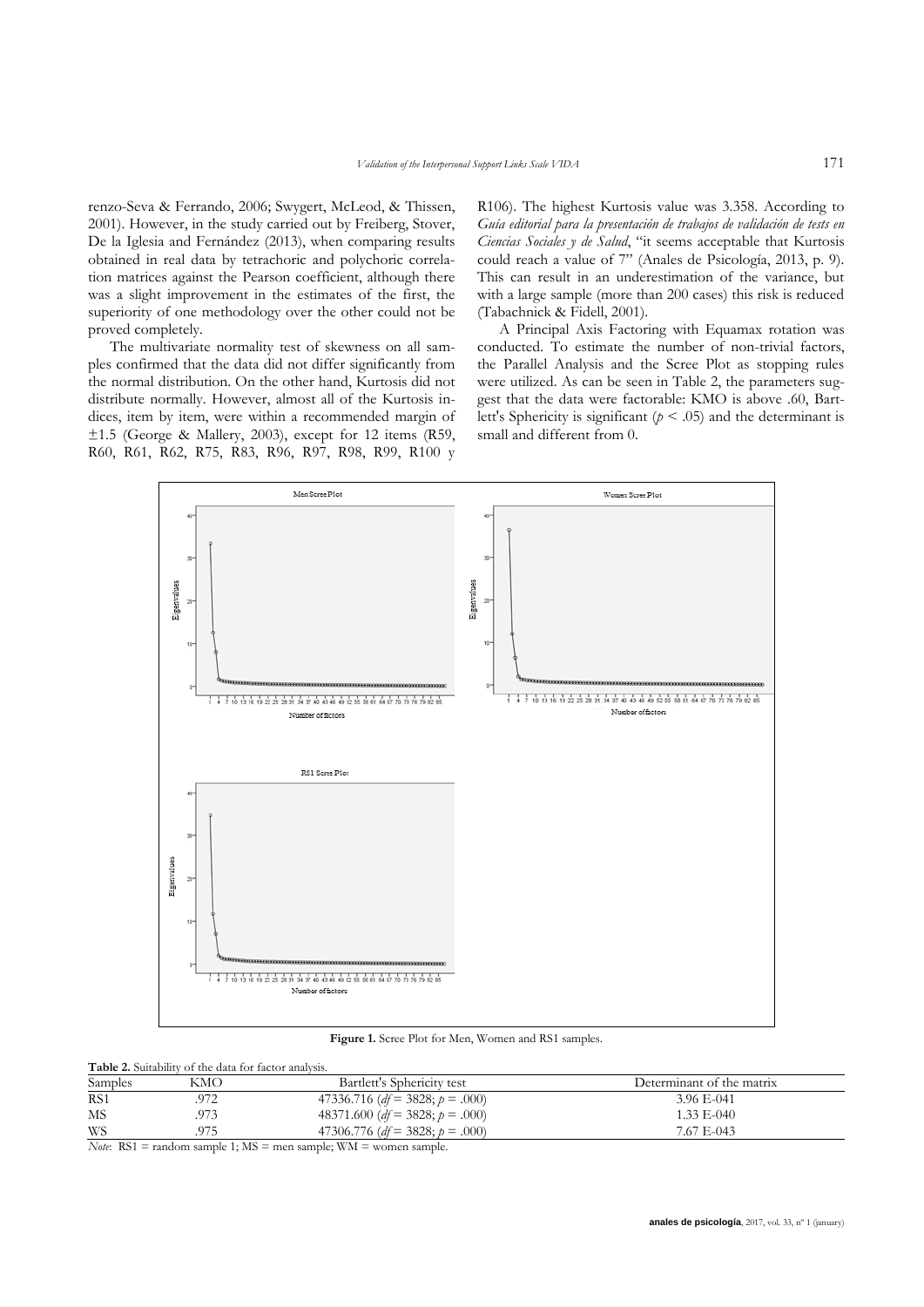renzo-Seva & Ferrando, 2006; Swygert, McLeod, & Thissen, 2001). However, in the study carried out by Freiberg, Stover, De la Iglesia and Fernández (2013), when comparing results obtained in real data by tetrachoric and polychoric correlation matrices against the Pearson coefficient, although there was a slight improvement in the estimates of the first, the superiority of one methodology over the other could not be proved completely.

The multivariate normality test of skewness on all samples confirmed that the data did not differ significantly from the normal distribution. On the other hand, Kurtosis did not distribute normally. However, almost all of the Kurtosis indices, item by item, were within a recommended margin of ±1.5 (George & Mallery, 2003), except for 12 items (R59, R60, R61, R62, R75, R83, R96, R97, R98, R99, R100 y R106). The highest Kurtosis value was 3.358. According to *Guía editorial para la presentación de trabajos de validación de tests en Ciencias Sociales y de Salud*, "it seems acceptable that Kurtosis could reach a value of 7" (Anales de Psicología, 2013, p. 9). This can result in an underestimation of the variance, but with a large sample (more than 200 cases) this risk is reduced (Tabachnick & Fidell, 2001).

A Principal Axis Factoring with Equamax rotation was conducted. To estimate the number of non-trivial factors, the Parallel Analysis and the Scree Plot as stopping rules were utilized. As can be seen in Table 2, the parameters suggest that the data were factorable: KMO is above .60, Bartlett's Sphericity is significant ($p < .05$) and the determinant is small and different from 0.

**Figure 1.** Scree Plot for Men, Women and RS1 samples.

**Table 2.** Suitability of the data for factor analysis.

| Samples | KMO | Bartlett's Sphericity test | Determinant of the matrix |
|---|---|---|---|
| RS1 | .972 | 47336.716 (*df* = 3828; *p* = .000) | 3.96 E-041 |
| MS | .973 | 48371.600 (*df* = 3828; *p* = .000) | 1.33 E-040 |
| WS | .975 | 47306.776 (*df* = 3828; *p* = .000) | 7.67 E-043 |

*Note*: RS1 = random sample 1; MS = men sample; WM = women sample.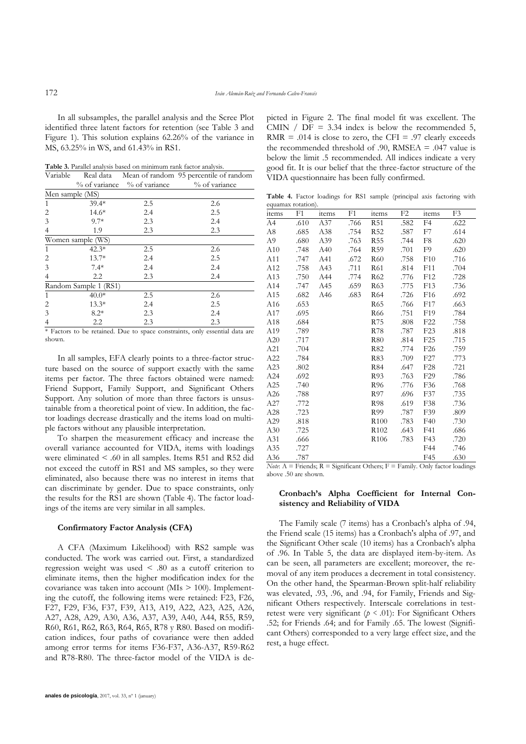In all subsamples, the parallel analysis and the Scree Plot identified three latent factors for retention (see Table 3 and Figure 1). This solution explains 62.26% of the variance in MS, 63.25% in WS, and 61.43% in RS1.

**Table 3.** Parallel analysis based on minimum rank factor analysis.

| Variable | Real data % of variance | Mean of random % of variance | 95 percentile of random % of variance |
|---|---|---|---|
| Men sample (MS) | | | |
| 1 | 39.4* | 2.5 | 2.6 |
| 2 | 14.6* | 2.4 | 2.5 |
| 3 | 9.7* | 2.3 | 2.4 |
| 4 | 1.9 | 2.3 | 2.3 |
| Women sample (WS) | | | |
| 1 | 42.3* | 2.5 | 2.6 |
| 2 | 13.7* | 2.4 | 2.5 |
| 3 | 7.4* | 2.4 | 2.4 |
| 4 | 2.2 | 2.3 | 2.4 |
| Random Sample 1 (RS1) | | | |
| 1 | 40.0* | 2.5 | 2.6 |
| 2 | 13.3* | 2.4 | 2.5 |
| 3 | 8.2* | 2.3 | 2.4 |
| 4 | 2.2 | 2.3 | 2.3 |

* Factors to be retained. Due to space constraints, only essential data are shown.

In all samples, EFA clearly points to a three-factor structure based on the source of support exactly with the same items per factor. The three factors obtained were named: Friend Support, Family Support, and Significant Others Support. Any solution of more than three factors is unsustainable from a theoretical point of view. In addition, the factor loadings decrease drastically and the items load on multiple factors without any plausible interpretation.

To sharpen the measurement efficacy and increase the overall variance accounted for VIDA, items with loadings were eliminated < .60 in all samples. Items R51 and R52 did not exceed the cutoff in RS1 and MS samples, so they were eliminated, also because there was no interest in items that can discriminate by gender. Due to space constraints, only the results for the RS1 are shown (Table 4). The factor loadings of the items are very similar in all samples.

### Confirmatory Factor Analysis (CFA)

A CFA (Maximum Likelihood) with RS2 sample was conducted. The work was carried out. First, a standardized regression weight was used < .80 as a cutoff criterion to eliminate items, then the higher modification index for the covariance was taken into account (MIs > 100). Implementing the cutoff, the following items were retained: F23, F26, F27, F29, F36, F37, F39, A13, A19, A22, A23, A25, A26, A27, A28, A29, A30, A36, A37, A39, A40, A44, R55, R59, R60, R61, R62, R63, R65, R78 y R80. Based on modification indices, four paths of covariance were then added among error terms for items F36-F37, A36-A37, R59-R62 and R78-R80. The three-factor model of the VIDA is depicted in Figure 2. The final model fit was excellent. The CMIN / DF = 3.34 index is below the recommended 5, RMR = .014 is close to zero, the CFI = .97 clearly exceeds the recommended threshold of .90, RMSEA = .047 value is below the limit .5 recommended. All indices indicate a very good fit. It is our belief that the three-factor structure of the VIDA questionnaire has been fully confirmed.

**Table 4.** Factor loadings for RS1 sample (principal axis factoring with equamax rotation).

| items | F1 | items | F1 | items | F2 | items | F3 |
|---|---|---|---|---|---|---|---|
| A4 | .610 | A37 | .766 | R51 | .582 | F4 | .622 |
| A8 | .685 | A38 | .754 | R52 | .587 | F7 | .614 |
| A9 | .680 | A39 | .763 | R55 | .744 | F8 | .620 |
| A10 | .748 | A40 | .764 | R59 | .701 | F9 | .620 |
| A11 | .747 | A41 | .672 | R60 | .758 | F10 | .716 |
| A12 | .758 | A43 | .711 | R61 | .814 | F11 | .704 |
| A13 | .750 | A44 | .774 | R62 | .776 | F12 | .728 |
| A14 | .747 | A45 | .659 | R63 | .775 | F13 | .736 |
| A15 | .682 | A46 | .683 | R64 | .726 | F16 | .692 |
| A16 | .653 | | | R65 | .766 | F17 | .663 |
| A17 | .695 | | | R66 | .751 | F19 | .784 |
| A18 | .684 | | | R75 | .808 | F22 | .758 |
| A19 | .789 | | | R78 | .787 | F23 | .818 |
| A20 | .717 | | | R80 | .814 | F25 | .715 |
| A21 | .704 | | | R82 | .774 | F26 | .759 |
| A22 | .784 | | | R83 | .709 | F27 | .773 |
| A23 | .802 | | | R84 | .647 | F28 | .721 |
| A24 | .692 | | | R93 | .763 | F29 | .786 |
| A25 | .740 | | | R96 | .776 | F36 | .768 |
| A26 | .788 | | | R97 | .696 | F37 | .735 |
| A27 | .772 | | | R98 | .619 | F38 | .736 |
| A28 | .723 | | | R99 | .787 | F39 | .809 |
| A29 | .818 | | | R100 | .783 | F40 | .730 |
| A30 | .725 | | | R102 | .643 | F41 | .686 |
| A31 | .666 | | | R106 | .783 | F43 | .720 |
| A35 | .727 | | | | | F44 | .746 |
| A36 | .787 | | | | | F45 | .630 |

*Note*: A = Friends; R = Significant Others; F = Family. Only factor loadings above .50 are shown.

### Cronbach's Alpha Coefficient for Internal Consistency and Reliability of VIDA

The Family scale (7 items) has a Cronbach's alpha of .94, the Friend scale (15 items) has a Cronbach's alpha of .97, and the Significant Other scale (10 items) has a Cronbach's alpha of .96. In Table 5, the data are displayed item-by-item. As can be seen, all parameters are excellent; moreover, the removal of any item produces a decrement in total consistency. On the other hand, the Spearman-Brown split-half reliability was elevated, .93, .96, and .94, for Family, Friends and Significant Others respectively. Interscale correlations in test-retest were very significant ($p < .01$): For Significant Others .52; for Friends .64; and for Family .65. The lowest (Significant Others) corresponded to a very large effect size, and the rest, a huge effect.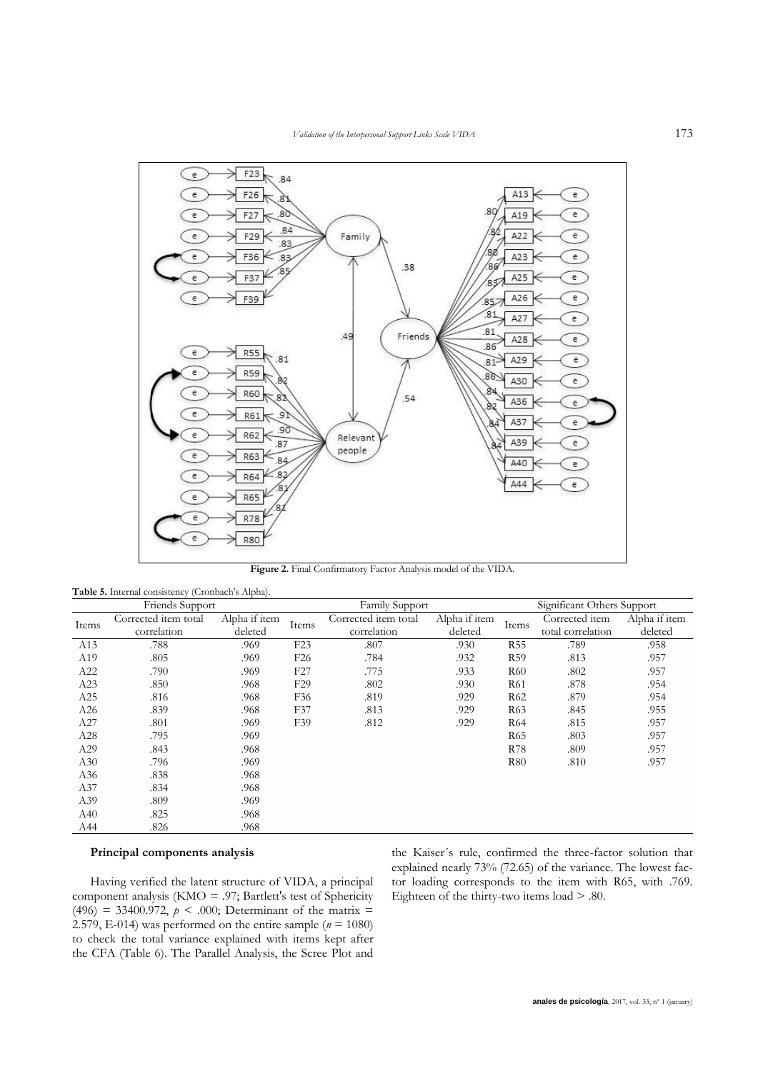**Figure 2.** Final Confirmatory Factor Analysis model of the VIDA.

**Table 5.** Internal consistency (Cronbach's Alpha).

| Friends Support | | | Family Support | | | Significant Others Support | | |
|---|---|---|---|---|---|---|---|---|
| Items | Corrected item total correlation | Alpha if item deleted | Items | Corrected item total correlation | Alpha if item deleted | Items | Corrected item total correlation | Alpha if item deleted |
| A13 | .788 | .969 | F23 | .807 | .930 | R55 | .789 | .958 |
| A19 | .805 | .969 | F26 | .784 | .932 | R59 | .813 | .957 |
| A22 | .790 | .969 | F27 | .775 | .933 | R60 | .802 | .957 |
| A23 | .850 | .968 | F29 | .802 | .930 | R61 | .878 | .954 |
| A25 | .816 | .968 | F36 | .819 | .929 | R62 | .879 | .954 |
| A26 | .839 | .968 | F37 | .813 | .929 | R63 | .845 | .955 |
| A27 | .801 | .969 | F39 | .812 | .929 | R64 | .815 | .957 |
| A28 | .795 | .969 | | | | R65 | .803 | .957 |
| A29 | .843 | .968 | | | | R78 | .809 | .957 |
| A30 | .796 | .969 | | | | R80 | .810 | .957 |
| A36 | .838 | .968 | | | | | | |
| A37 | .834 | .968 | | | | | | |
| A39 | .809 | .969 | | | | | | |
| A40 | .825 | .968 | | | | | | |
| A44 | .826 | .968 | | | | | | |

**Principal components analysis**

Having verified the latent structure of VIDA, a principal component analysis (KMO = .97; Bartlett's test of Sphericity (496) = 33400.972, $p < .000$; Determinant of the matrix = 2.579, E-014) was performed on the entire sample ($n = 1080$) to check the total variance explained with items kept after the CFA (Table 6). The Parallel Analysis, the Scree Plot and the Kaiser´s rule, confirmed the three-factor solution that explained nearly 73% (72.65) of the variance. The lowest factor loading corresponds to the item with R65, with .769. Eighteen of the thirty-two items load > .80.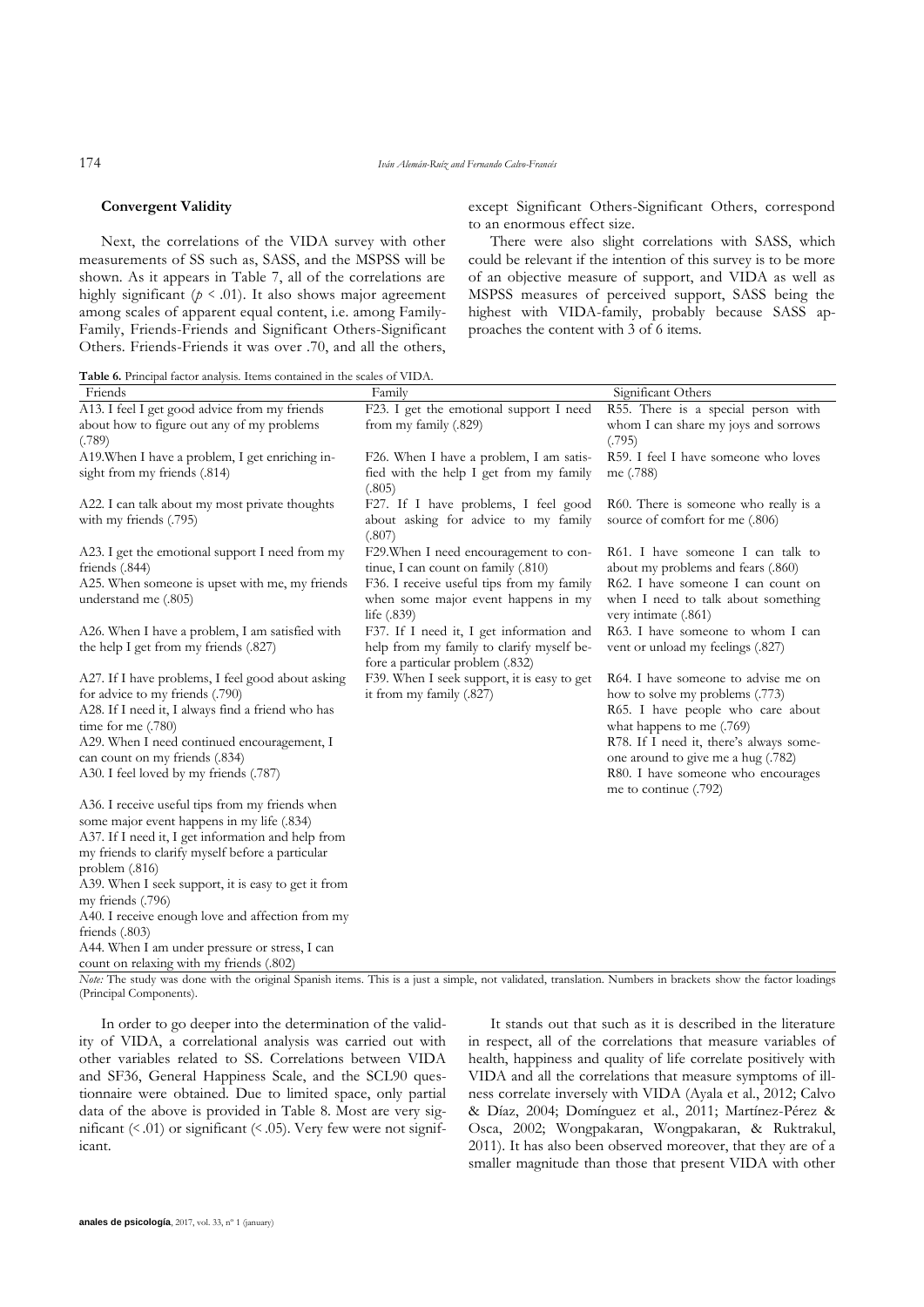### Convergent Validity

Next, the correlations of the VIDA survey with other measurements of SS such as, SASS, and the MSPSS will be shown. As it appears in Table 7, all of the correlations are highly significant ($p < .01$). It also shows major agreement among scales of apparent equal content, i.e. among Family-Family, Friends-Friends and Significant Others-Significant Others. Friends-Friends it was over .70, and all the others, except Significant Others-Significant Others, correspond to an enormous effect size.

There were also slight correlations with SASS, which could be relevant if the intention of this survey is to be more of an objective measure of support, and VIDA as well as MSPSS measures of perceived support, SASS being the highest with VIDA-family, probably because SASS approaches the content with 3 of 6 items.

**Table 6.** Principal factor analysis. Items contained in the scales of VIDA.

| Friends | Family | Significant Others |
|---|---|---|
| A13. I feel I get good advice from my friends about how to figure out any of my problems (.789) | F23. I get the emotional support I need from my family (.829) | R55. There is a special person with whom I can share my joys and sorrows (.795) |
| A19.When I have a problem, I get enriching insight from my friends (.814) | F26. When I have a problem, I am satisfied with the help I get from my family (.805) | R59. I feel I have someone who loves me (.788) |
| A22. I can talk about my most private thoughts with my friends (.795) | F27. If I have problems, I feel good about asking for advice to my family (.807) | R60. There is someone who really is a source of comfort for me (.806) |
| A23. I get the emotional support I need from my friends (.844) | F29.When I need encouragement to continue, I can count on family (.810) | R61. I have someone I can talk to about my problems and fears (.860) |
| A25. When someone is upset with me, my friends understand me (.805) | F36. I receive useful tips from my family when some major event happens in my life (.839) | R62. I have someone I can count on when I need to talk about something very intimate (.861) |
| A26. When I have a problem, I am satisfied with the help I get from my friends (.827) | F37. If I need it, I get information and help from my family to clarify myself before a particular problem (.832) | R63. I have someone to whom I can vent or unload my feelings (.827) |
| A27. If I have problems, I feel good about asking for advice to my friends (.790) | F39. When I seek support, it is easy to get it from my family (.827) | R64. I have someone to advise me on how to solve my problems (.773) |
| A28. If I need it, I always find a friend who has time for me (.780) | | R65. I have people who care about what happens to me (.769) |
| A29. When I need continued encouragement, I can count on my friends (.834) | | R78. If I need it, there's always someone around to give me a hug (.782) |
| A30. I feel loved by my friends (.787) | | R80. I have someone who encourages me to continue (.792) |
| A36. I receive useful tips from my friends when some major event happens in my life (.834) | | |
| A37. If I need it, I get information and help from my friends to clarify myself before a particular problem (.816) | | |
| A39. When I seek support, it is easy to get it from my friends (.796) | | |
| A40. I receive enough love and affection from my friends (.803) | | |
| A44. When I am under pressure or stress, I can count on relaxing with my friends (.802) | | |

*Note:* The study was done with the original Spanish items. This is a just a simple, not validated, translation. Numbers in brackets show the factor loadings (Principal Components).

In order to go deeper into the determination of the validity of VIDA, a correlational analysis was carried out with other variables related to SS. Correlations between VIDA and SF36, General Happiness Scale, and the SCL90 questionnaire were obtained. Due to limited space, only partial data of the above is provided in Table 8. Most are very significant ($< .01$) or significant ($< .05$). Very few were not significant.

It stands out that such as it is described in the literature in respect, all of the correlations that measure variables of health, happiness and quality of life correlate positively with VIDA and all the correlations that measure symptoms of illness correlate inversely with VIDA (Ayala et al., 2012; Calvo & Díaz, 2004; Domínguez et al., 2011; Martínez-Pérez & Osca, 2002; Wongpakaran, Wongpakaran, & Ruktrakul, 2011). It has also been observed moreover, that they are of a smaller magnitude than those that present VIDA with other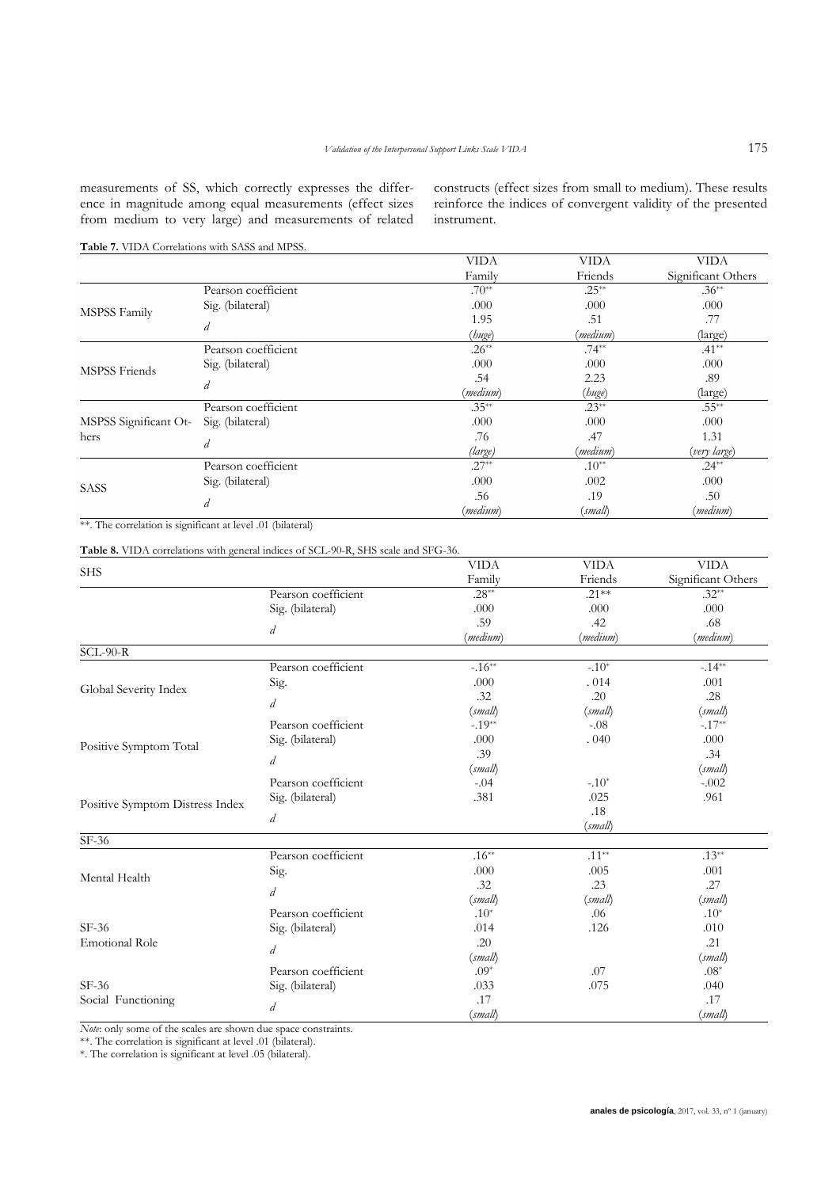measurements of SS, which correctly expresses the difference in magnitude among equal measurements (effect sizes from medium to very large) and measurements of related constructs (effect sizes from small to medium). These results reinforce the indices of convergent validity of the presented instrument.

**Table 7.** VIDA Correlations with SASS and MPSS.

| | | VIDA Family | VIDA Friends | VIDA Significant Others |
|---|---|---|---|---|
| MSPSS Family | Pearson coefficient | .70** | .25** | .36** |
| | Sig. (bilateral) | .000 | .000 | .000 |
| | *d* | 1.95 (*huge*) | .51 (*medium*) | .77 (large) |
| MSPSS Friends | Pearson coefficient | .26** | .74** | .41** |
| | Sig. (bilateral) | .000 | .000 | .000 |
| | *d* | .54 (*medium*) | 2.23 (*huge*) | .89 (large) |
| MSPSS Significant Others | Pearson coefficient | .35** | .23** | .55** |
| | Sig. (bilateral) | .000 | .000 | .000 |
| | *d* | .76 (*large*) | .47 (*medium*) | 1.31 (*very large*) |
| SASS | Pearson coefficient | .27** | .10** | .24** |
| | Sig. (bilateral) | .000 | .002 | .000 |
| | *d* | .56 (*medium*) | .19 (*small*) | .50 (*medium*) |

**. The correlation is significant at level .01 (bilateral)

**Table 8.** VIDA correlations with general indices of SCL-90-R, SHS scale and SFG-36.

| | | VIDA Family | VIDA Friends | VIDA Significant Others |
|---|---|---|---|---|
| **SHS** | | | | |
| | Pearson coefficient | .28** | .21** | .32** |
| | Sig. (bilateral) | .000 | .000 | .000 |
| | *d* | .59 (*medium*) | .42 (*medium*) | .68 (*medium*) |
| **SCL-90-R** | | | | |
| Global Severity Index | Pearson coefficient | -.16** | -.10* | -.14** |
| | Sig. | .000 | . 014 | .001 |
| | *d* | .32 (*small*) | .20 (*small*) | .28 (*small*) |
| Positive Symptom Total | Pearson coefficient | -.19** | -.08 | -.17** |
| | Sig. (bilateral) | .000 | . 040 | .000 |
| | *d* | .39 (*small*) | | .34 (*small*) |
| Positive Symptom Distress Index | Pearson coefficient | -.04 | -.10* | -.002 |
| | Sig. (bilateral) | .381 | .025 | .961 |
| | *d* | | .18 (*small*) | |
| **SF-36** | | | | |
| Mental Health | Pearson coefficient | .16** | .11** | .13** |
| | Sig. | .000 | .005 | .001 |
| | *d* | .32 (*small*) | .23 (*small*) | .27 (*small*) |
| SF-36 Emotional Role | Pearson coefficient | .10* | .06 | .10* |
| | Sig. (bilateral) | .014 | .126 | .010 |
| | *d* | .20 (*small*) | | .21 (*small*) |
| SF-36 Social Functioning | Pearson coefficient | .09* | .07 | .08* |
| | Sig. (bilateral) | .033 | .075 | .040 |
| | *d* | .17 (*small*) | | .17 (*small*) |

*Note*: only some of the scales are shown due space constraints.
**. The correlation is significant at level .01 (bilateral).
*. The correlation is significant at level .05 (bilateral).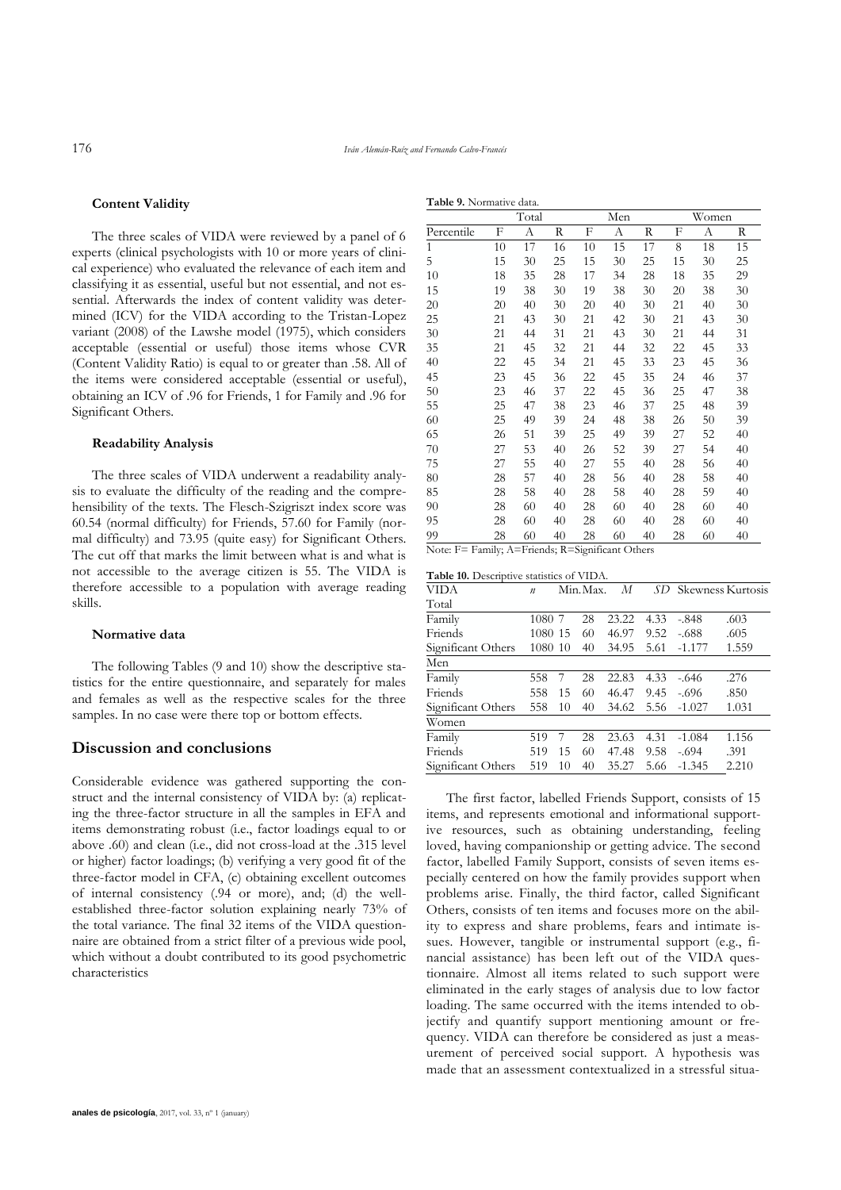### Content Validity

The three scales of VIDA were reviewed by a panel of 6 experts (clinical psychologists with 10 or more years of clinical experience) who evaluated the relevance of each item and classifying it as essential, useful but not essential, and not essential. Afterwards the index of content validity was determined (ICV) for the VIDA according to the Tristan-Lopez variant (2008) of the Lawshe model (1975), which considers acceptable (essential or useful) those items whose CVR (Content Validity Ratio) is equal to or greater than .58. All of the items were considered acceptable (essential or useful), obtaining an ICV of .96 for Friends, 1 for Family and .96 for Significant Others.

### Readability Analysis

The three scales of VIDA underwent a readability analysis to evaluate the difficulty of the reading and the comprehensibility of the texts. The Flesch-Szigriszt index score was 60.54 (normal difficulty) for Friends, 57.60 for Family (normal difficulty) and 73.95 (quite easy) for Significant Others. The cut off that marks the limit between what is and what is not accessible to the average citizen is 55. The VIDA is therefore accessible to a population with average reading skills.

### Normative data

The following Tables (9 and 10) show the descriptive statistics for the entire questionnaire, and separately for males and females as well as the respective scales for the three samples. In no case were there top or bottom effects.

**Table 9.** Normative data.

| | Total | | | Men | | | Women | | |
|---|---|---|---|---|---|---|---|---|---|
| Percentile | F | A | R | F | A | R | F | A | R |
| 1 | 10 | 17 | 16 | 10 | 15 | 17 | 8 | 18 | 15 |
| 5 | 15 | 30 | 25 | 15 | 30 | 25 | 15 | 30 | 25 |
| 10 | 18 | 35 | 28 | 17 | 34 | 28 | 18 | 35 | 29 |
| 15 | 19 | 38 | 30 | 19 | 38 | 30 | 20 | 38 | 30 |
| 20 | 20 | 40 | 30 | 20 | 40 | 30 | 21 | 40 | 30 |
| 25 | 21 | 43 | 30 | 21 | 42 | 30 | 21 | 43 | 30 |
| 30 | 21 | 44 | 31 | 21 | 43 | 30 | 21 | 44 | 31 |
| 35 | 21 | 45 | 32 | 21 | 44 | 32 | 22 | 45 | 33 |
| 40 | 22 | 45 | 34 | 21 | 45 | 33 | 23 | 45 | 36 |
| 45 | 23 | 45 | 36 | 22 | 45 | 35 | 24 | 46 | 37 |
| 50 | 23 | 46 | 37 | 22 | 45 | 36 | 25 | 47 | 38 |
| 55 | 25 | 47 | 38 | 23 | 46 | 37 | 25 | 48 | 39 |
| 60 | 25 | 49 | 39 | 24 | 48 | 38 | 26 | 50 | 39 |
| 65 | 26 | 51 | 39 | 25 | 49 | 39 | 27 | 52 | 40 |
| 70 | 27 | 53 | 40 | 26 | 52 | 39 | 27 | 54 | 40 |
| 75 | 27 | 55 | 40 | 27 | 55 | 40 | 28 | 56 | 40 |
| 80 | 28 | 57 | 40 | 28 | 56 | 40 | 28 | 58 | 40 |
| 85 | 28 | 58 | 40 | 28 | 58 | 40 | 28 | 59 | 40 |
| 90 | 28 | 60 | 40 | 28 | 60 | 40 | 28 | 60 | 40 |
| 95 | 28 | 60 | 40 | 28 | 60 | 40 | 28 | 60 | 40 |
| 99 | 28 | 60 | 40 | 28 | 60 | 40 | 28 | 60 | 40 |

Note: F= Family; A=Friends; R=Significant Others

**Table 10.** Descriptive statistics of VIDA.

| VIDA | *n* | Min. | Max. | *M* | *SD* | Skewness | Kurtosis |
|---|---|---|---|---|---|---|---|
| Total | | | | | | | |
| Family | 1080 | 7 | 28 | 23.22 | 4.33 | -.848 | .603 |
| Friends | 1080 | 15 | 60 | 46.97 | 9.52 | -.688 | .605 |
| Significant Others | 1080 | 10 | 40 | 34.95 | 5.61 | -1.177 | 1.559 |
| Men | | | | | | | |
| Family | 558 | 7 | 28 | 22.83 | 4.33 | -.646 | .276 |
| Friends | 558 | 15 | 60 | 46.47 | 9.45 | -.696 | .850 |
| Significant Others | 558 | 10 | 40 | 34.62 | 5.56 | -1.027 | 1.031 |
| Women | | | | | | | |
| Family | 519 | 7 | 28 | 23.63 | 4.31 | -1.084 | 1.156 |
| Friends | 519 | 15 | 60 | 47.48 | 9.58 | -.694 | .391 |
| Significant Others | 519 | 10 | 40 | 35.27 | 5.66 | -1.345 | 2.210 |

## Discussion and conclusions

Considerable evidence was gathered supporting the construct and the internal consistency of VIDA by: (a) replicating the three-factor structure in all the samples in EFA and items demonstrating robust (i.e., factor loadings equal to or above .60) and clean (i.e., did not cross-load at the .315 level or higher) factor loadings; (b) verifying a very good fit of the three-factor model in CFA, (c) obtaining excellent outcomes of internal consistency (.94 or more), and; (d) the well-established three-factor solution explaining nearly 73% of the total variance. The final 32 items of the VIDA questionnaire are obtained from a strict filter of a previous wide pool, which without a doubt contributed to its good psychometric characteristics

The first factor, labelled Friends Support, consists of 15 items, and represents emotional and informational supportive resources, such as obtaining understanding, feeling loved, having companionship or getting advice. The second factor, labelled Family Support, consists of seven items especially centered on how the family provides support when problems arise. Finally, the third factor, called Significant Others, consists of ten items and focuses more on the ability to express and share problems, fears and intimate issues. However, tangible or instrumental support (e.g., financial assistance) has been left out of the VIDA questionnaire. Almost all items related to such support were eliminated in the early stages of analysis due to low factor loading. The same occurred with the items intended to objectify and quantify support mentioning amount or frequency. VIDA can therefore be considered as just a measurement of perceived social support. A hypothesis was made that an assessment contextualized in a stressful situa-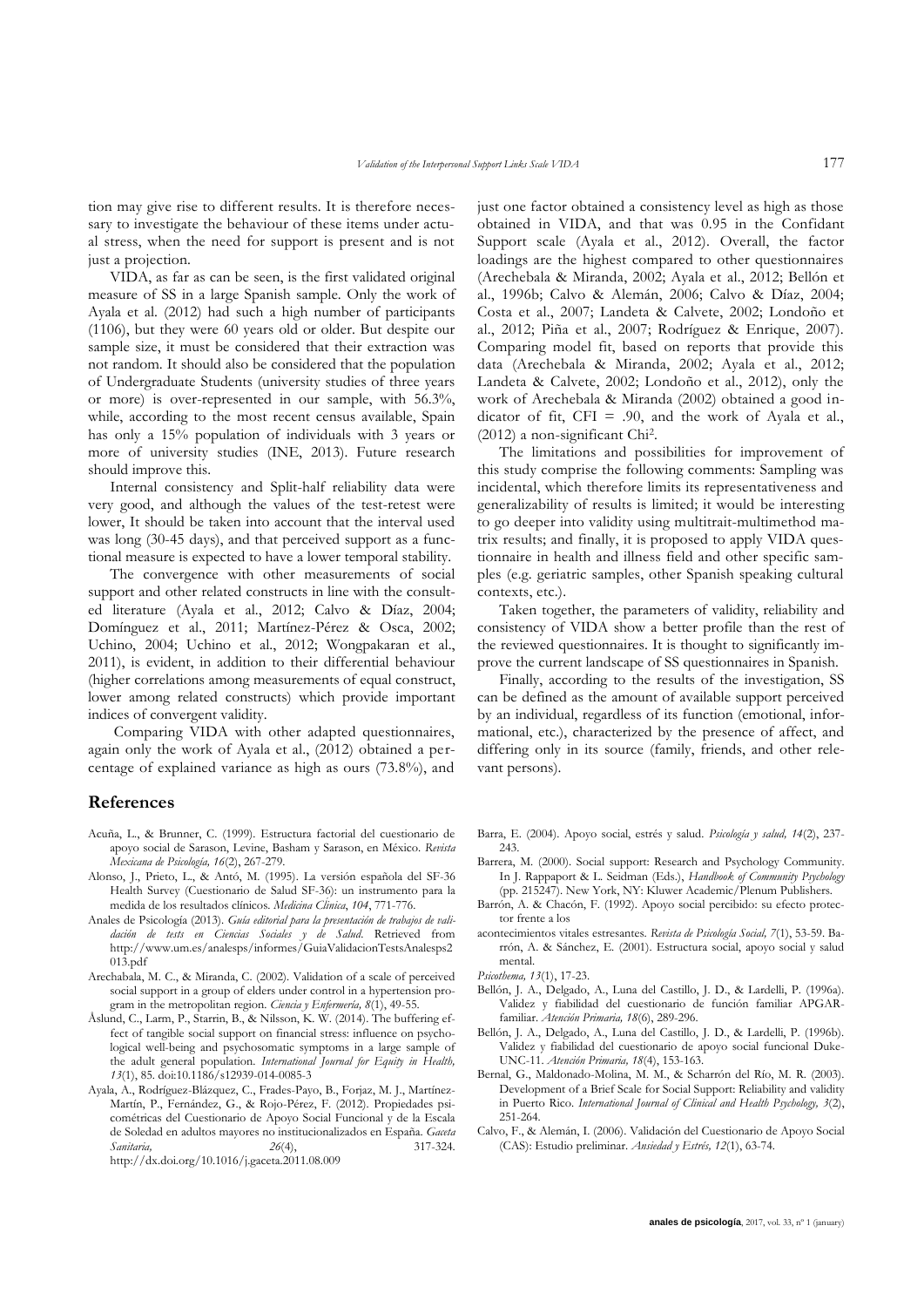tion may give rise to different results. It is therefore necessary to investigate the behaviour of these items under actual stress, when the need for support is present and is not just a projection.

VIDA, as far as can be seen, is the first validated original measure of SS in a large Spanish sample. Only the work of Ayala et al. (2012) had such a high number of participants (1106), but they were 60 years old or older. But despite our sample size, it must be considered that their extraction was not random. It should also be considered that the population of Undergraduate Students (university studies of three years or more) is over-represented in our sample, with 56.3%, while, according to the most recent census available, Spain has only a 15% population of individuals with 3 years or more of university studies (INE, 2013). Future research should improve this.

Internal consistency and Split-half reliability data were very good, and although the values of the test-retest were lower, It should be taken into account that the interval used was long (30-45 days), and that perceived support as a functional measure is expected to have a lower temporal stability.

The convergence with other measurements of social support and other related constructs in line with the consulted literature (Ayala et al., 2012; Calvo & Díaz, 2004; Domínguez et al., 2011; Martínez-Pérez & Osca, 2002; Uchino, 2004; Uchino et al., 2012; Wongpakaran et al., 2011), is evident, in addition to their differential behaviour (higher correlations among measurements of equal construct, lower among related constructs) which provide important indices of convergent validity.

Comparing VIDA with other adapted questionnaires, again only the work of Ayala et al., (2012) obtained a percentage of explained variance as high as ours (73.8%), and just one factor obtained a consistency level as high as those obtained in VIDA, and that was 0.95 in the Confidant Support scale (Ayala et al., 2012). Overall, the factor loadings are the highest compared to other questionnaires (Arechebala & Miranda, 2002; Ayala et al., 2012; Bellón et al., 1996b; Calvo & Alemán, 2006; Calvo & Díaz, 2004; Costa et al., 2007; Landeta & Calvete, 2002; Londoño et al., 2012; Piña et al., 2007; Rodríguez & Enrique, 2007). Comparing model fit, based on reports that provide this data (Arechebala & Miranda, 2002; Ayala et al., 2012; Landeta & Calvete, 2002; Londoño et al., 2012), only the work of Arechebala & Miranda (2002) obtained a good indicator of fit, CFI = .90, and the work of Ayala et al., (2012) a non-significant Chi².

The limitations and possibilities for improvement of this study comprise the following comments: Sampling was incidental, which therefore limits its representativeness and generalizability of results is limited; it would be interesting to go deeper into validity using multitrait-multimethod matrix results; and finally, it is proposed to apply VIDA questionnaire in health and illness field and other specific samples (e.g. geriatric samples, other Spanish speaking cultural contexts, etc.).

Taken together, the parameters of validity, reliability and consistency of VIDA show a better profile than the rest of the reviewed questionnaires. It is thought to significantly improve the current landscape of SS questionnaires in Spanish.

Finally, according to the results of the investigation, SS can be defined as the amount of available support perceived by an individual, regardless of its function (emotional, informational, etc.), characterized by the presence of affect, and differing only in its source (family, friends, and other relevant persons).

## References

Acuña, L., & Brunner, C. (1999). Estructura factorial del cuestionario de apoyo social de Sarason, Levine, Basham y Sarason, en México. *Revista Mexicana de Psicología, 16*(2), 267-279.

Alonso, J., Prieto, L., & Antó, M. (1995). La versión española del SF-36 Health Survey (Cuestionario de Salud SF-36): un instrumento para la medida de los resultados clínicos. *Medicina Clínica*, *104*, 771-776.

Anales de Psicología (2013). *Guía editorial para la presentación de trabajos de validación de tests en Ciencias Sociales y de Salud*. Retrieved from http://www.um.es/analesps/informes/GuiaValidacionTestsAnalesps2013.pdf

Arechabala, M. C., & Miranda, C. (2002). Validation of a scale of perceived social support in a group of elders under control in a hypertension program in the metropolitan region. *Ciencia y Enfermería, 8*(1), 49-55.

Åslund, C., Larm, P., Starrin, B., & Nilsson, K. W. (2014). The buffering effect of tangible social support on financial stress: influence on psychological well-being and psychosomatic symptoms in a large sample of the adult general population. *International Journal for Equity in Health, 13*(1), 85. doi:10.1186/s12939-014-0085-3

Ayala, A., Rodríguez-Blázquez, C., Frades-Payo, B., Forjaz, M. J., Martínez-Martín, P., Fernández, G., & Rojo-Pérez, F. (2012). Propiedades psicométricas del Cuestionario de Apoyo Social Funcional y de la Escala de Soledad en adultos mayores no institucionalizados en España. *Gaceta Sanitaria,* *26*(4), 317-324. http://dx.doi.org/10.1016/j.gaceta.2011.08.009

Barra, E. (2004). Apoyo social, estrés y salud. *Psicología y salud, 14*(2), 237-243.

Barrera, M. (2000). Social support: Research and Psychology Community. In J. Rappaport & L. Seidman (Eds.), *Handbook of Community Psychology* (pp. 215247). New York, NY: Kluwer Academic/Plenum Publishers.

Barrón, A. & Chacón, F. (1992). Apoyo social percibido: su efecto protector frente a los

acontecimientos vitales estresantes. *Revista de Psicología Social, 7*(1), 53-59. Barrón, A. & Sánchez, E. (2001). Estructura social, apoyo social y salud mental.

*Psicothema, 13*(1), 17-23.

Bellón, J. A., Delgado, A., Luna del Castillo, J. D., & Lardelli, P. (1996a). Validez y fiabilidad del cuestionario de función familiar APGAR-familiar. *Atención Primaria, 18*(6), 289-296.

Bellón, J. A., Delgado, A., Luna del Castillo, J. D., & Lardelli, P. (1996b). Validez y fiabilidad del cuestionario de apoyo social funcional Duke-UNC-11. *Atención Primaria, 18*(4), 153-163.

Bernal, G., Maldonado-Molina, M. M., & Scharrón del Río, M. R. (2003). Development of a Brief Scale for Social Support: Reliability and validity in Puerto Rico. *International Journal of Clinical and Health Psychology, 3*(2), 251-264.

Calvo, F., & Alemán, I. (2006). Validación del Cuestionario de Apoyo Social (CAS): Estudio preliminar. *Ansiedad y Estrés, 12*(1), 63-74.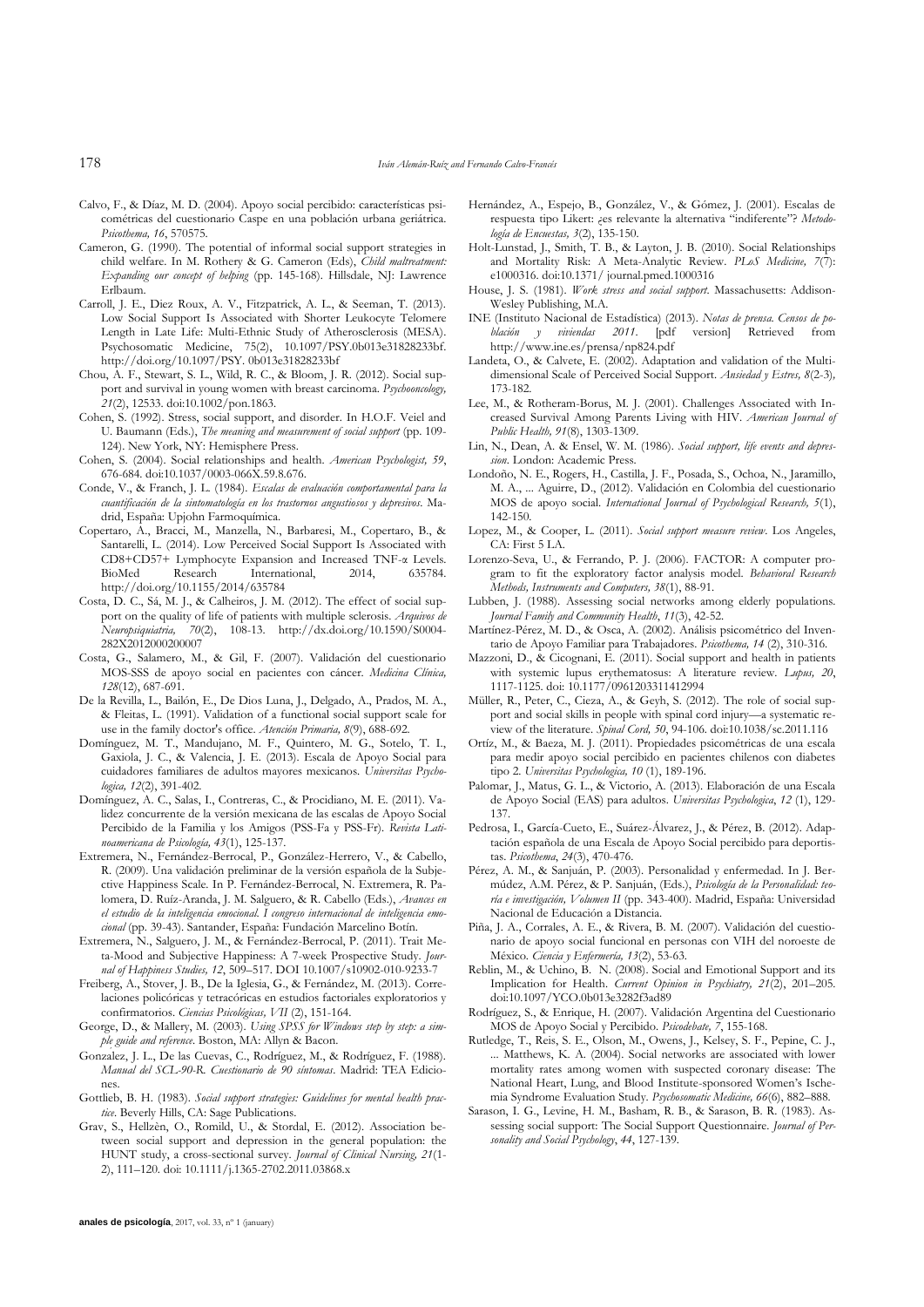Calvo, F., & Díaz, M. D. (2004). Apoyo social percibido: características psicométricas del cuestionario Caspe en una población urbana geriátrica. *Psicothema, 16*, 570575.

Cameron, G. (1990). The potential of informal social support strategies in child welfare. In M. Rothery & G. Cameron (Eds), *Child maltreatment: Expanding our concept of helping* (pp. 145-168). Hillsdale, NJ: Lawrence Erlbaum.

Carroll, J. E., Diez Roux, A. V., Fitzpatrick, A. L., & Seeman, T. (2013). Low Social Support Is Associated with Shorter Leukocyte Telomere Length in Late Life: Multi-Ethnic Study of Atherosclerosis (MESA). Psychosomatic Medicine, 75(2), 10.1097/PSY.0b013e31828233bf. http://doi.org/10.1097/PSY. 0b013e31828233bf

Chou, A. F., Stewart, S. L., Wild, R. C., & Bloom, J. R. (2012). Social support and survival in young women with breast carcinoma. *Psychooncology, 21*(2), 12533. doi:10.1002/pon.1863.

Cohen, S. (1992). Stress, social support, and disorder. In H.O.F. Veiel and U. Baumann (Eds.), *The meaning and measurement of social support* (pp. 109-124). New York, NY: Hemisphere Press.

Cohen, S. (2004). Social relationships and health. *American Psychologist, 59*, 676-684. doi:10.1037/0003-066X.59.8.676.

Conde, V., & Franch, J. I. (1984). *Escalas de evaluación comportamental para la cuantificación de la sintomatología en los trastornos angustiosos y depresivos*. Madrid, España: Upjohn Farmoquímica.

Copertaro, A., Bracci, M., Manzella, N., Barbaresi, M., Copertaro, B., & Santarelli, L. (2014). Low Perceived Social Support Is Associated with CD8+CD57+ Lymphocyte Expansion and Increased TNF-α Levels. BioMed Research International, 2014, 635784. http://doi.org/10.1155/2014/635784

Costa, D. C., Sá, M. J., & Calheiros, J. M. (2012). The effect of social support on the quality of life of patients with multiple sclerosis. *Arquivos de Neuropsiquiatria, 70*(2), 108-13. http://dx.doi.org/10.1590/S0004-282X2012000200007

Costa, G., Salamero, M., & Gil, F. (2007). Validación del cuestionario MOS-SSS de apoyo social en pacientes con cáncer. *Medicina Clínica, 128*(12), 687-691.

De la Revilla, L., Bailón, E., De Dios Luna, J., Delgado, A., Prados, M. A., & Fleitas, L. (1991). Validation of a functional social support scale for use in the family doctor's office. *Atención Primaria, 8*(9), 688-692.

Domínguez, M. T., Mandujano, M. F., Quintero, M. G., Sotelo, T. I., Gaxiola, J. C., & Valencia, J. E. (2013). Escala de Apoyo Social para cuidadores familiares de adultos mayores mexicanos. *Universitas Psychologica, 12*(2), 391-402.

Domínguez, A. C., Salas, I., Contreras, C., & Procidiano, M. E. (2011). Validez concurrente de la versión mexicana de las escalas de Apoyo Social Percibido de la Familia y los Amigos (PSS-Fa y PSS-Fr). *Revista Latinoamericana de Psicología, 43*(1), 125-137.

Extremera, N., Fernández-Berrocal, P., González-Herrero, V., & Cabello, R. (2009). Una validación preliminar de la versión española de la Subjective Happiness Scale. In P. Fernández-Berrocal, N. Extremera, R. Palomera, D. Ruíz-Aranda, J. M. Salguero, & R. Cabello (Eds.), *Avances en el estudio de la inteligencia emocional. I congreso internacional de inteligencia emocional* (pp. 39-43). Santander, España: Fundación Marcelino Botín.

Extremera, N., Salguero, J. M., & Fernández-Berrocal, P. (2011). Trait Meta-Mood and Subjective Happiness: A 7-week Prospective Study. *Journal of Happiness Studies, 12*, 509–517. DOI 10.1007/s10902-010-9233-7

Freiberg, A., Stover, J. B., De la Iglesia, G., & Fernández, M. (2013). Correlaciones policóricas y tetracóricas en estudios factoriales exploratorios y confirmatorios. *Ciencias Psicológicas, VII* (2), 151-164.

George, D., & Mallery, M. (2003). *Using SPSS for Windows step by step: a simple guide and reference*. Boston, MA: Allyn & Bacon.

Gonzalez, J. L., De las Cuevas, C., Rodríguez, M., & Rodríguez, F. (1988). *Manual del SCL-90-R. Cuestionario de 90 síntomas*. Madrid: TEA Ediciones.

Gottlieb, B. H. (1983). *Social support strategies: Guidelines for mental health practice*. Beverly Hills, CA: Sage Publications.

Grav, S., Hellzèn, O., Romild, U., & Stordal, E. (2012). Association between social support and depression in the general population: the HUNT study, a cross-sectional survey. *Journal of Clinical Nursing, 21*(1-2), 111–120. doi: 10.1111/j.1365-2702.2011.03868.x

Hernández, A., Espejo, B., González, V., & Gómez, J. (2001). Escalas de respuesta tipo Likert: ¿es relevante la alternativa "indiferente"? *Metodología de Encuestas, 3*(2), 135-150.

Holt-Lunstad, J., Smith, T. B., & Layton, J. B. (2010). Social Relationships and Mortality Risk: A Meta-Analytic Review. *PLoS Medicine, 7*(7): e1000316. doi:10.1371/ journal.pmed.1000316

House, J. S. (1981). *Work stress and social support*. Massachusetts: Addison-Wesley Publishing, M.A.

INE (Instituto Nacional de Estadística) (2013). *Notas de prensa. Censos de población y viviendas 2011*. [pdf version] Retrieved from http://www.ine.es/prensa/np824.pdf

Landeta, O., & Calvete, E. (2002). Adaptation and validation of the Multidimensional Scale of Perceived Social Support. *Ansiedad y Estres, 8*(2-3), 173-182.

Lee, M., & Rotheram-Borus, M. J. (2001). Challenges Associated with Increased Survival Among Parents Living with HIV. *American Journal of Public Health, 91*(8), 1303-1309.

Lin, N., Dean, A. & Ensel, W. M. (1986). *Social support, life events and depression*. London: Academic Press.

Londoño, N. E., Rogers, H., Castilla, J. F., Posada, S., Ochoa, N., Jaramillo, M. A., ... Aguirre, D., (2012). Validación en Colombia del cuestionario MOS de apoyo social. *International Journal of Psychological Research, 5*(1), 142-150.

Lopez, M., & Cooper, L. (2011). *Social support measure review*. Los Angeles, CA: First 5 LA.

Lorenzo-Seva, U., & Ferrando, P. J. (2006). FACTOR: A computer program to fit the exploratory factor analysis model. *Behavioral Research Methods, Instruments and Computers, 38*(1), 88-91.

Lubben, J. (1988). Assessing social networks among elderly populations. *Journal Family and Community Health, 11*(3), 42-52.

Martínez-Pérez, M. D., & Osca, A. (2002). Análisis psicométrico del Inventario de Apoyo Familiar para Trabajadores. *Psicothema, 14* (2), 310-316.

Mazzoni, D., & Cicognani, E. (2011). Social support and health in patients with systemic lupus erythematosus: A literature review. *Lupus, 20*, 1117-1125. doi: 10.1177/0961203311412994

Müller, R., Peter, C., Cieza, A., & Geyh, S. (2012). The role of social support and social skills in people with spinal cord injury—a systematic review of the literature. *Spinal Cord, 50*, 94-106. doi:10.1038/sc.2011.116

Ortíz, M., & Baeza, M. J. (2011). Propiedades psicométricas de una escala para medir apoyo social percibido en pacientes chilenos con diabetes tipo 2. *Universitas Psychologica, 10* (1), 189-196.

Palomar, J., Matus, G. L., & Victorio, A. (2013). Elaboración de una Escala de Apoyo Social (EAS) para adultos. *Universitas Psychologica, 12* (1), 129-137.

Pedrosa, I., García-Cueto, E., Suárez-Álvarez, J., & Pérez, B. (2012). Adaptación española de una Escala de Apoyo Social percibido para deportistas. *Psicothema, 24*(3), 470-476.

Pérez, A. M., & Sanjuán, P. (2003). Personalidad y enfermedad. In J. Bermúdez, A.M. Pérez, & P. Sanjuán, (Eds.), *Psicología de la Personalidad: teoría e investigación, Volumen II* (pp. 343-400). Madrid, España: Universidad Nacional de Educación a Distancia.

Piña, J. A., Corrales, A. E., & Rivera, B. M. (2007). Validación del cuestionario de apoyo social funcional en personas con VIH del noroeste de México. *Ciencia y Enfermería, 13*(2), 53-63.

Reblin, M., & Uchino, B. N. (2008). Social and Emotional Support and its Implication for Health. *Current Opinion in Psychiatry, 21*(2), 201–205. doi:10.1097/YCO.0b013e3282f3ad89

Rodríguez, S., & Enrique, H. (2007). Validación Argentina del Cuestionario MOS de Apoyo Social y Percibido. *Psicodebate, 7*, 155-168.

Rutledge, T., Reis, S. E., Olson, M., Owens, J., Kelsey, S. F., Pepine, C. J., ... Matthews, K. A. (2004). Social networks are associated with lower mortality rates among women with suspected coronary disease: The National Heart, Lung, and Blood Institute-sponsored Women's Ischemia Syndrome Evaluation Study. *Psychosomatic Medicine, 66*(6), 882–888.

Sarason, I. G., Levine, H. M., Basham, R. B., & Sarason, B. R. (1983). Assessing social support: The Social Support Questionnaire. *Journal of Personality and Social Psychology, 44*, 127-139.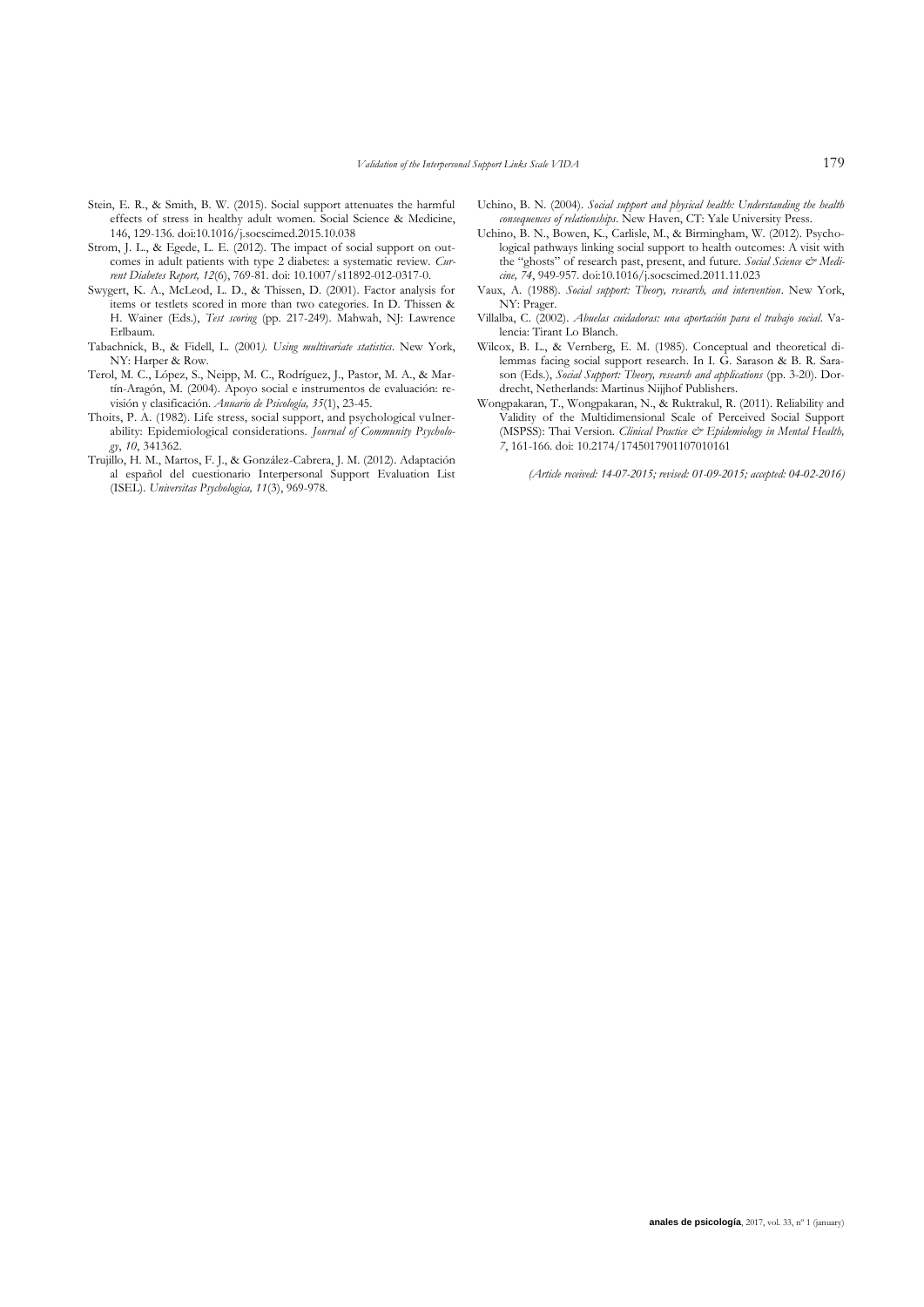Stein, E. R., & Smith, B. W. (2015). Social support attenuates the harmful effects of stress in healthy adult women. Social Science & Medicine, 146, 129-136. doi:10.1016/j.socscimed.2015.10.038

Strom, J. L., & Egede, L. E. (2012). The impact of social support on outcomes in adult patients with type 2 diabetes: a systematic review. *Current Diabetes Report, 12*(6), 769-81. doi: 10.1007/s11892-012-0317-0.

Swygert, K. A., McLeod, L. D., & Thissen, D. (2001). Factor analysis for items or testlets scored in more than two categories. In D. Thissen & H. Wainer (Eds.), *Test scoring* (pp. 217-249). Mahwah, NJ: Lawrence Erlbaum.

Tabachnick, B., & Fidell, L. (2001*). Using multivariate statistics*. New York, NY: Harper & Row.

Terol, M. C., López, S., Neipp, M. C., Rodríguez, J., Pastor, M. A., & Martín-Aragón, M. (2004). Apoyo social e instrumentos de evaluación: revisión y clasificación. *Anuario de Psicología, 35*(1), 23-45.

Thoits, P. A. (1982). Life stress, social support, and psychological vulnerability: Epidemiological considerations. *Journal of Community Psychology*, *10*, 341362.

Trujillo, H. M., Martos, F. J., & González-Cabrera, J. M. (2012). Adaptación al español del cuestionario Interpersonal Support Evaluation List (ISEL). *Universitas Psychologica, 11*(3), 969-978.

Uchino, B. N. (2004). *Social support and physical health: Understanding the health consequences of relationships*. New Haven, CT: Yale University Press.

Uchino, B. N., Bowen, K., Carlisle, M., & Birmingham, W. (2012). Psychological pathways linking social support to health outcomes: A visit with the "ghosts" of research past, present, and future. *Social Science & Medicine, 74*, 949-957. doi:10.1016/j.socscimed.2011.11.023

Vaux, A. (1988). *Social support: Theory, research, and intervention*. New York, NY: Prager.

Villalba, C. (2002). *Abuelas cuidadoras: una aportación para el trabajo social*. Valencia: Tirant Lo Blanch.

Wilcox, B. L., & Vernberg, E. M. (1985). Conceptual and theoretical dilemmas facing social support research. In I. G. Sarason & B. R. Sarason (Eds.), *Social Support: Theory, research and applications* (pp. 3-20). Dordrecht, Netherlands: Martinus Nijjhof Publishers.

Wongpakaran, T., Wongpakaran, N., & Ruktrakul, R. (2011). Reliability and Validity of the Multidimensional Scale of Perceived Social Support (MSPSS): Thai Version. *Clinical Practice & Epidemiology in Mental Health, 7*, 161-166. doi: 10.2174/1745017901107010161

*(Article received: 14-07-2015; revised: 01-09-2015; accepted: 04-02-2016)*